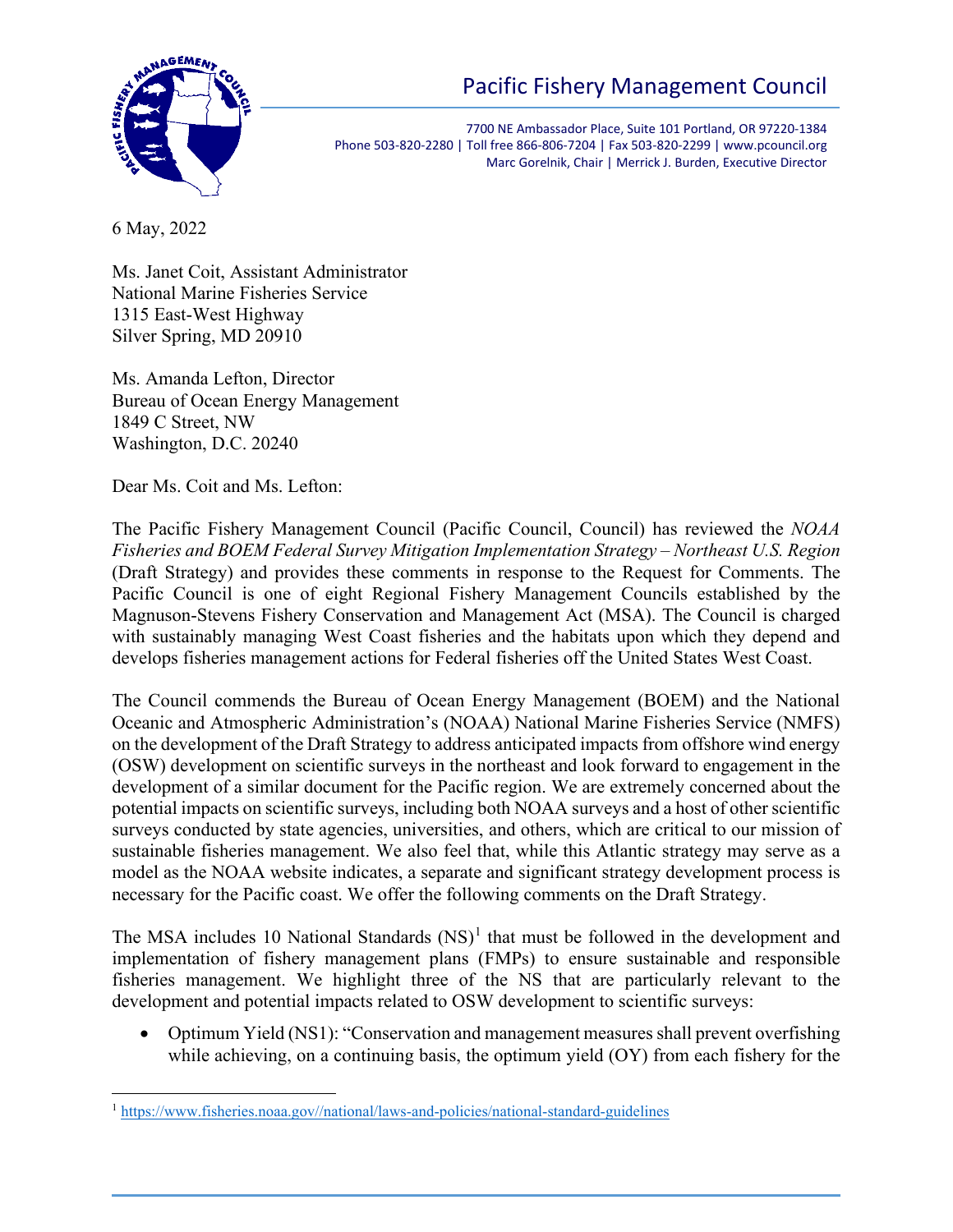# Pacific Fishery Management Council

7700 NE Ambassador Place, Suite 101 Portland, OR 97220-1384
Phone 503-820-2280 | Toll free 866-806-7204 | Fax 503-820-2299 | www.pcouncil.org
Marc Gorelnik, Chair | Merrick J. Burden, Executive Director

6 May, 2022

Ms. Janet Coit, Assistant Administrator
National Marine Fisheries Service
1315 East-West Highway
Silver Spring, MD 20910

Ms. Amanda Lefton, Director
Bureau of Ocean Energy Management
1849 C Street, NW
Washington, D.C. 20240

Dear Ms. Coit and Ms. Lefton:

The Pacific Fishery Management Council (Pacific Council, Council) has reviewed the *NOAA Fisheries and BOEM Federal Survey Mitigation Implementation Strategy – Northeast U.S. Region* (Draft Strategy) and provides these comments in response to the Request for Comments. The Pacific Council is one of eight Regional Fishery Management Councils established by the Magnuson-Stevens Fishery Conservation and Management Act (MSA). The Council is charged with sustainably managing West Coast fisheries and the habitats upon which they depend and develops fisheries management actions for Federal fisheries off the United States West Coast.

The Council commends the Bureau of Ocean Energy Management (BOEM) and the National Oceanic and Atmospheric Administration's (NOAA) National Marine Fisheries Service (NMFS) on the development of the Draft Strategy to address anticipated impacts from offshore wind energy (OSW) development on scientific surveys in the northeast and look forward to engagement in the development of a similar document for the Pacific region. We are extremely concerned about the potential impacts on scientific surveys, including both NOAA surveys and a host of other scientific surveys conducted by state agencies, universities, and others, which are critical to our mission of sustainable fisheries management. We also feel that, while this Atlantic strategy may serve as a model as the NOAA website indicates, a separate and significant strategy development process is necessary for the Pacific coast. We offer the following comments on the Draft Strategy.

The MSA includes 10 National Standards (NS)[1] that must be followed in the development and implementation of fishery management plans (FMPs) to ensure sustainable and responsible fisheries management. We highlight three of the NS that are particularly relevant to the development and potential impacts related to OSW development to scientific surveys:

- Optimum Yield (NS1): "Conservation and management measures shall prevent overfishing while achieving, on a continuing basis, the optimum yield (OY) from each fishery for the

[1] https://www.fisheries.noaa.gov//national/laws-and-policies/national-standard-guidelines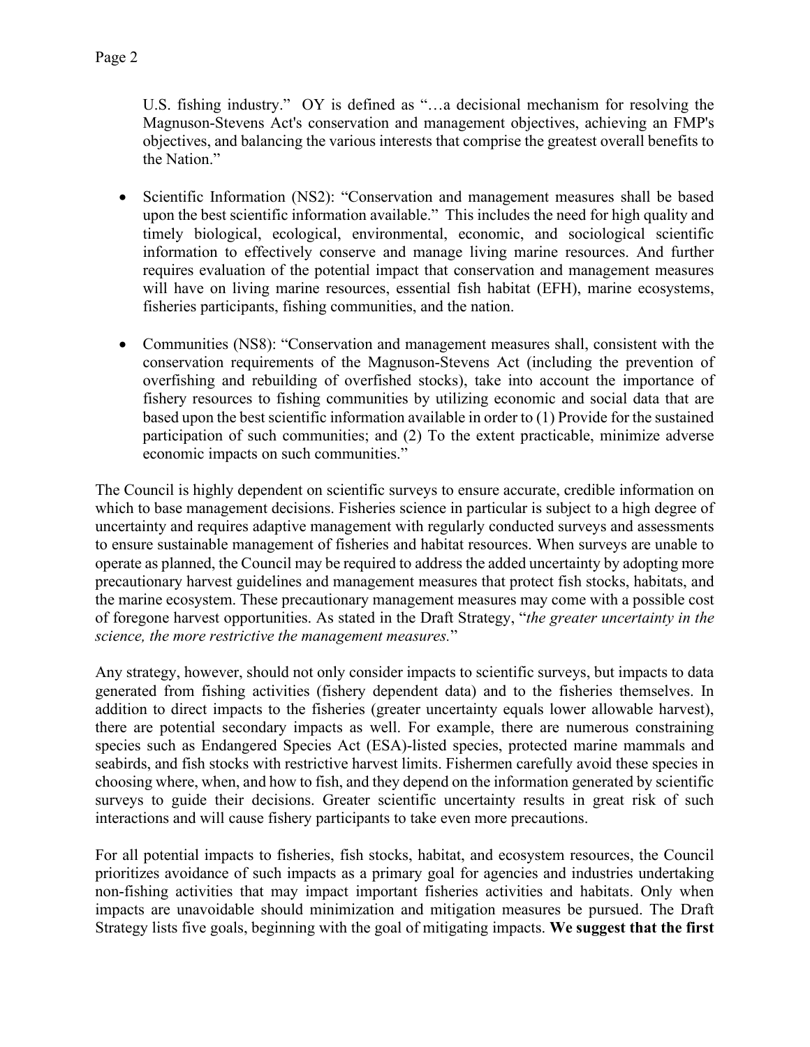U.S. fishing industry." OY is defined as "…a decisional mechanism for resolving the Magnuson-Stevens Act's conservation and management objectives, achieving an FMP's objectives, and balancing the various interests that comprise the greatest overall benefits to the Nation."

- Scientific Information (NS2): "Conservation and management measures shall be based upon the best scientific information available." This includes the need for high quality and timely biological, ecological, environmental, economic, and sociological scientific information to effectively conserve and manage living marine resources. And further requires evaluation of the potential impact that conservation and management measures will have on living marine resources, essential fish habitat (EFH), marine ecosystems, fisheries participants, fishing communities, and the nation.

- Communities (NS8): "Conservation and management measures shall, consistent with the conservation requirements of the Magnuson-Stevens Act (including the prevention of overfishing and rebuilding of overfished stocks), take into account the importance of fishery resources to fishing communities by utilizing economic and social data that are based upon the best scientific information available in order to (1) Provide for the sustained participation of such communities; and (2) To the extent practicable, minimize adverse economic impacts on such communities."

The Council is highly dependent on scientific surveys to ensure accurate, credible information on which to base management decisions. Fisheries science in particular is subject to a high degree of uncertainty and requires adaptive management with regularly conducted surveys and assessments to ensure sustainable management of fisheries and habitat resources. When surveys are unable to operate as planned, the Council may be required to address the added uncertainty by adopting more precautionary harvest guidelines and management measures that protect fish stocks, habitats, and the marine ecosystem. These precautionary management measures may come with a possible cost of foregone harvest opportunities. As stated in the Draft Strategy, "*the greater uncertainty in the science, the more restrictive the management measures.*"

Any strategy, however, should not only consider impacts to scientific surveys, but impacts to data generated from fishing activities (fishery dependent data) and to the fisheries themselves. In addition to direct impacts to the fisheries (greater uncertainty equals lower allowable harvest), there are potential secondary impacts as well. For example, there are numerous constraining species such as Endangered Species Act (ESA)-listed species, protected marine mammals and seabirds, and fish stocks with restrictive harvest limits. Fishermen carefully avoid these species in choosing where, when, and how to fish, and they depend on the information generated by scientific surveys to guide their decisions. Greater scientific uncertainty results in great risk of such interactions and will cause fishery participants to take even more precautions.

For all potential impacts to fisheries, fish stocks, habitat, and ecosystem resources, the Council prioritizes avoidance of such impacts as a primary goal for agencies and industries undertaking non-fishing activities that may impact important fisheries activities and habitats. Only when impacts are unavoidable should minimization and mitigation measures be pursued. The Draft Strategy lists five goals, beginning with the goal of mitigating impacts. **We suggest that the first**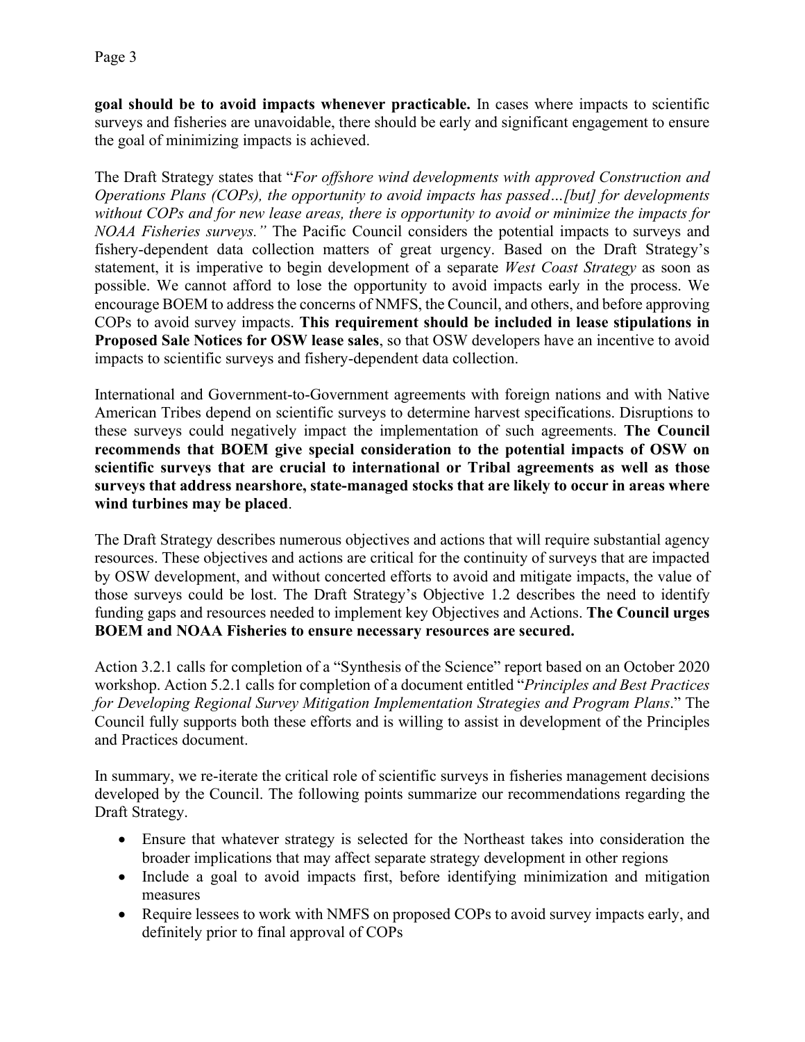**goal should be to avoid impacts whenever practicable.** In cases where impacts to scientific surveys and fisheries are unavoidable, there should be early and significant engagement to ensure the goal of minimizing impacts is achieved.

The Draft Strategy states that "*For offshore wind developments with approved Construction and Operations Plans (COPs), the opportunity to avoid impacts has passed…[but] for developments without COPs and for new lease areas, there is opportunity to avoid or minimize the impacts for NOAA Fisheries surveys."* The Pacific Council considers the potential impacts to surveys and fishery-dependent data collection matters of great urgency. Based on the Draft Strategy's statement, it is imperative to begin development of a separate *West Coast Strategy* as soon as possible. We cannot afford to lose the opportunity to avoid impacts early in the process. We encourage BOEM to address the concerns of NMFS, the Council, and others, and before approving COPs to avoid survey impacts. **This requirement should be included in lease stipulations in Proposed Sale Notices for OSW lease sales**, so that OSW developers have an incentive to avoid impacts to scientific surveys and fishery-dependent data collection.

International and Government-to-Government agreements with foreign nations and with Native American Tribes depend on scientific surveys to determine harvest specifications. Disruptions to these surveys could negatively impact the implementation of such agreements. **The Council recommends that BOEM give special consideration to the potential impacts of OSW on scientific surveys that are crucial to international or Tribal agreements as well as those surveys that address nearshore, state-managed stocks that are likely to occur in areas where wind turbines may be placed**.

The Draft Strategy describes numerous objectives and actions that will require substantial agency resources. These objectives and actions are critical for the continuity of surveys that are impacted by OSW development, and without concerted efforts to avoid and mitigate impacts, the value of those surveys could be lost. The Draft Strategy's Objective 1.2 describes the need to identify funding gaps and resources needed to implement key Objectives and Actions. **The Council urges BOEM and NOAA Fisheries to ensure necessary resources are secured.**

Action 3.2.1 calls for completion of a "Synthesis of the Science" report based on an October 2020 workshop. Action 5.2.1 calls for completion of a document entitled "*Principles and Best Practices for Developing Regional Survey Mitigation Implementation Strategies and Program Plans*." The Council fully supports both these efforts and is willing to assist in development of the Principles and Practices document.

In summary, we re-iterate the critical role of scientific surveys in fisheries management decisions developed by the Council. The following points summarize our recommendations regarding the Draft Strategy.

- Ensure that whatever strategy is selected for the Northeast takes into consideration the broader implications that may affect separate strategy development in other regions
- Include a goal to avoid impacts first, before identifying minimization and mitigation measures
- Require lessees to work with NMFS on proposed COPs to avoid survey impacts early, and definitely prior to final approval of COPs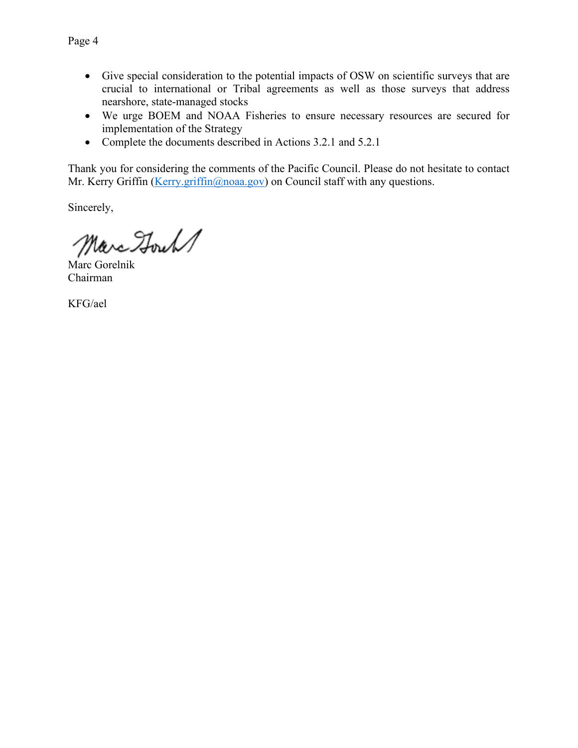- Give special consideration to the potential impacts of OSW on scientific surveys that are crucial to international or Tribal agreements as well as those surveys that address nearshore, state-managed stocks
- We urge BOEM and NOAA Fisheries to ensure necessary resources are secured for implementation of the Strategy
- Complete the documents described in Actions 3.2.1 and 5.2.1

Thank you for considering the comments of the Pacific Council. Please do not hesitate to contact Mr. Kerry Griffin (Kerry.griffin@noaa.gov) on Council staff with any questions.

Sincerely,

Marc Gorelnik
Chairman

KFG/ael